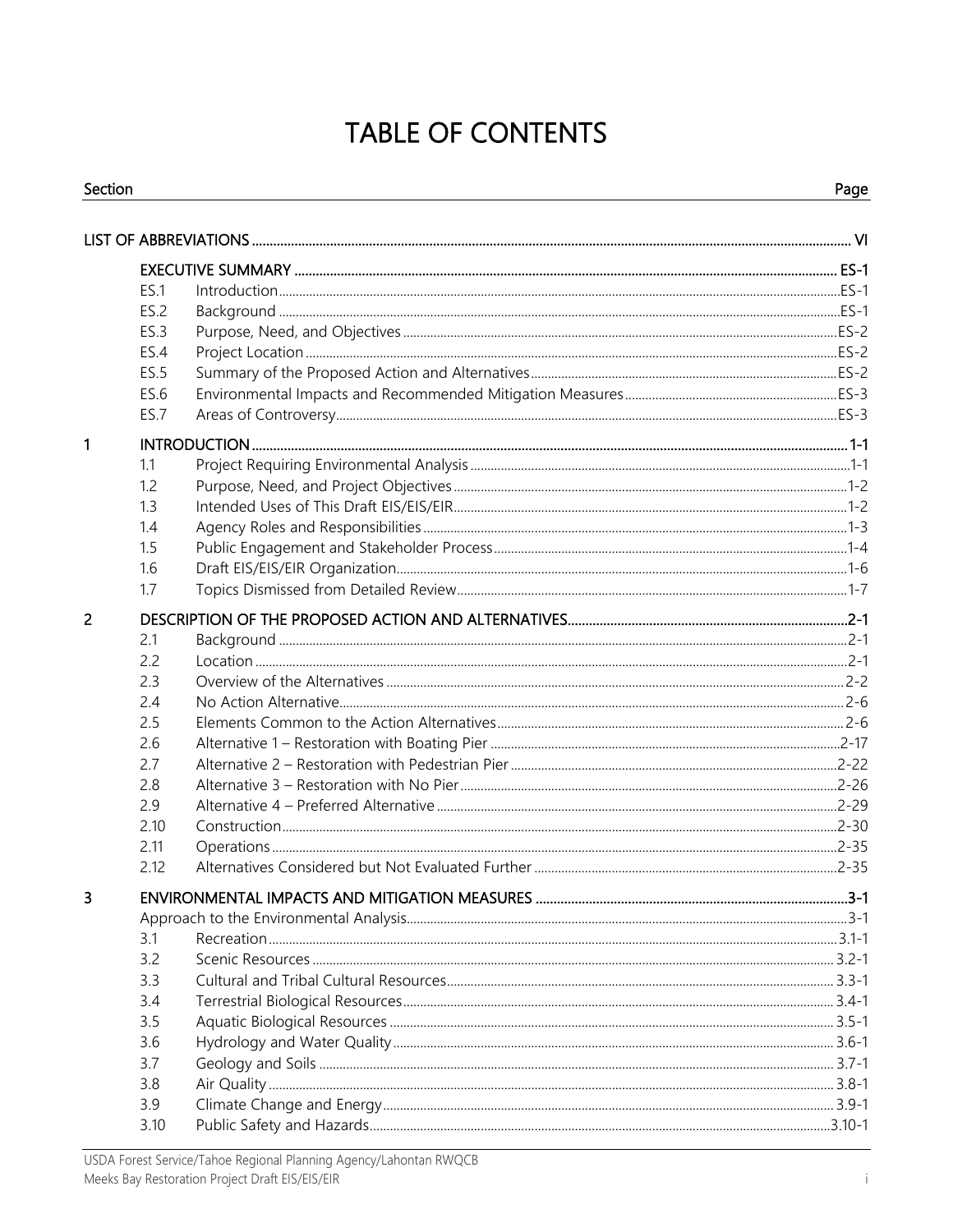# TABLE OF CONTENTS

| Section | | | Page |
|---|---|---|---|
| **LIST OF ABBREVIATIONS** | | | **VI** |
| | **EXECUTIVE SUMMARY** | | **ES-1** |
| | ES.1 | Introduction | ES-1 |
| | ES.2 | Background | ES-1 |
| | ES.3 | Purpose, Need, and Objectives | ES-2 |
| | ES.4 | Project Location | ES-2 |
| | ES.5 | Summary of the Proposed Action and Alternatives | ES-2 |
| | ES.6 | Environmental Impacts and Recommended Mitigation Measures | ES-3 |
| | ES.7 | Areas of Controversy | ES-3 |
| **1** | **INTRODUCTION** | | **1-1** |
| | 1.1 | Project Requiring Environmental Analysis | 1-1 |
| | 1.2 | Purpose, Need, and Project Objectives | 1-2 |
| | 1.3 | Intended Uses of This Draft EIS/EIS/EIR | 1-2 |
| | 1.4 | Agency Roles and Responsibilities | 1-3 |
| | 1.5 | Public Engagement and Stakeholder Process | 1-4 |
| | 1.6 | Draft EIS/EIS/EIR Organization | 1-6 |
| | 1.7 | Topics Dismissed from Detailed Review | 1-7 |
| **2** | **DESCRIPTION OF THE PROPOSED ACTION AND ALTERNATIVES** | | **2-1** |
| | 2.1 | Background | 2-1 |
| | 2.2 | Location | 2-1 |
| | 2.3 | Overview of the Alternatives | 2-2 |
| | 2.4 | No Action Alternative | 2-6 |
| | 2.5 | Elements Common to the Action Alternatives | 2-6 |
| | 2.6 | Alternative 1 – Restoration with Boating Pier | 2-17 |
| | 2.7 | Alternative 2 – Restoration with Pedestrian Pier | 2-22 |
| | 2.8 | Alternative 3 – Restoration with No Pier | 2-26 |
| | 2.9 | Alternative 4 – Preferred Alternative | 2-29 |
| | 2.10 | Construction | 2-30 |
| | 2.11 | Operations | 2-35 |
| | 2.12 | Alternatives Considered but Not Evaluated Further | 2-35 |
| **3** | **ENVIRONMENTAL IMPACTS AND MITIGATION MEASURES** | | **3-1** |
| | Approach to the Environmental Analysis | | 3-1 |
| | 3.1 | Recreation | 3.1-1 |
| | 3.2 | Scenic Resources | 3.2-1 |
| | 3.3 | Cultural and Tribal Cultural Resources | 3.3-1 |
| | 3.4 | Terrestrial Biological Resources | 3.4-1 |
| | 3.5 | Aquatic Biological Resources | 3.5-1 |
| | 3.6 | Hydrology and Water Quality | 3.6-1 |
| | 3.7 | Geology and Soils | 3.7-1 |
| | 3.8 | Air Quality | 3.8-1 |
| | 3.9 | Climate Change and Energy | 3.9-1 |
| | 3.10 | Public Safety and Hazards | 3.10-1 |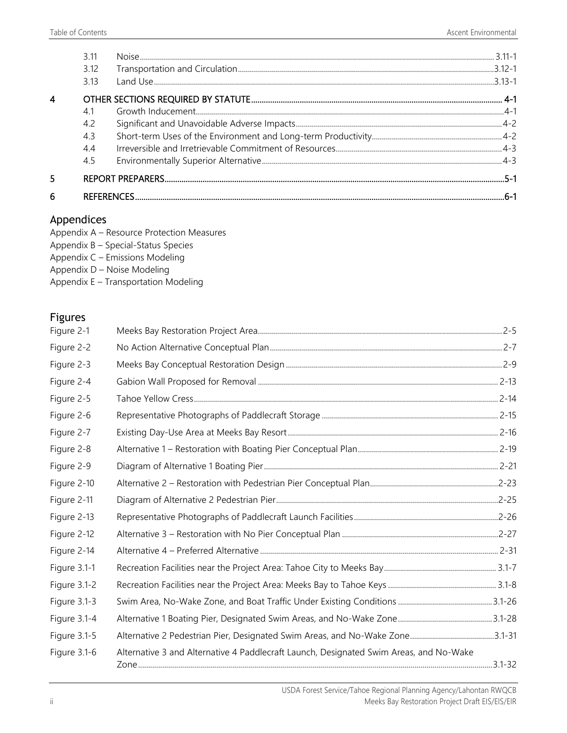| | | |
|---|---|---|
| 3.11 | Noise | 3.11-1 |
| 3.12 | Transportation and Circulation | 3.12-1 |
| 3.13 | Land Use | 3.13-1 |
| **4** | **OTHER SECTIONS REQUIRED BY STATUTE** | **4-1** |
| 4.1 | Growth Inducement | 4-1 |
| 4.2 | Significant and Unavoidable Adverse Impacts | 4-2 |
| 4.3 | Short-term Uses of the Environment and Long-term Productivity | 4-2 |
| 4.4 | Irreversible and Irretrievable Commitment of Resources | 4-3 |
| 4.5 | Environmentally Superior Alternative | 4-3 |
| **5** | **REPORT PREPARERS** | **5-1** |
| **6** | **REFERENCES** | **6-1** |

## Appendices

Appendix A – Resource Protection Measures
Appendix B – Special-Status Species
Appendix C – Emissions Modeling
Appendix D – Noise Modeling
Appendix E – Transportation Modeling

## Figures

| | | |
|---|---|---|
| Figure 2-1 | Meeks Bay Restoration Project Area | 2-5 |
| Figure 2-2 | No Action Alternative Conceptual Plan | 2-7 |
| Figure 2-3 | Meeks Bay Conceptual Restoration Design | 2-9 |
| Figure 2-4 | Gabion Wall Proposed for Removal | 2-13 |
| Figure 2-5 | Tahoe Yellow Cress | 2-14 |
| Figure 2-6 | Representative Photographs of Paddlecraft Storage | 2-15 |
| Figure 2-7 | Existing Day-Use Area at Meeks Bay Resort | 2-16 |
| Figure 2-8 | Alternative 1 – Restoration with Boating Pier Conceptual Plan | 2-19 |
| Figure 2-9 | Diagram of Alternative 1 Boating Pier | 2-21 |
| Figure 2-10 | Alternative 2 – Restoration with Pedestrian Pier Conceptual Plan | 2-23 |
| Figure 2-11 | Diagram of Alternative 2 Pedestrian Pier | 2-25 |
| Figure 2-13 | Representative Photographs of Paddlecraft Launch Facilities | 2-26 |
| Figure 2-12 | Alternative 3 – Restoration with No Pier Conceptual Plan | 2-27 |
| Figure 2-14 | Alternative 4 – Preferred Alternative | 2-31 |
| Figure 3.1-1 | Recreation Facilities near the Project Area: Tahoe City to Meeks Bay | 3.1-7 |
| Figure 3.1-2 | Recreation Facilities near the Project Area: Meeks Bay to Tahoe Keys | 3.1-8 |
| Figure 3.1-3 | Swim Area, No-Wake Zone, and Boat Traffic Under Existing Conditions | 3.1-26 |
| Figure 3.1-4 | Alternative 1 Boating Pier, Designated Swim Areas, and No-Wake Zone | 3.1-28 |
| Figure 3.1-5 | Alternative 2 Pedestrian Pier, Designated Swim Areas, and No-Wake Zone | 3.1-31 |
| Figure 3.1-6 | Alternative 3 and Alternative 4 Paddlecraft Launch, Designated Swim Areas, and No-Wake Zone | 3.1-32 |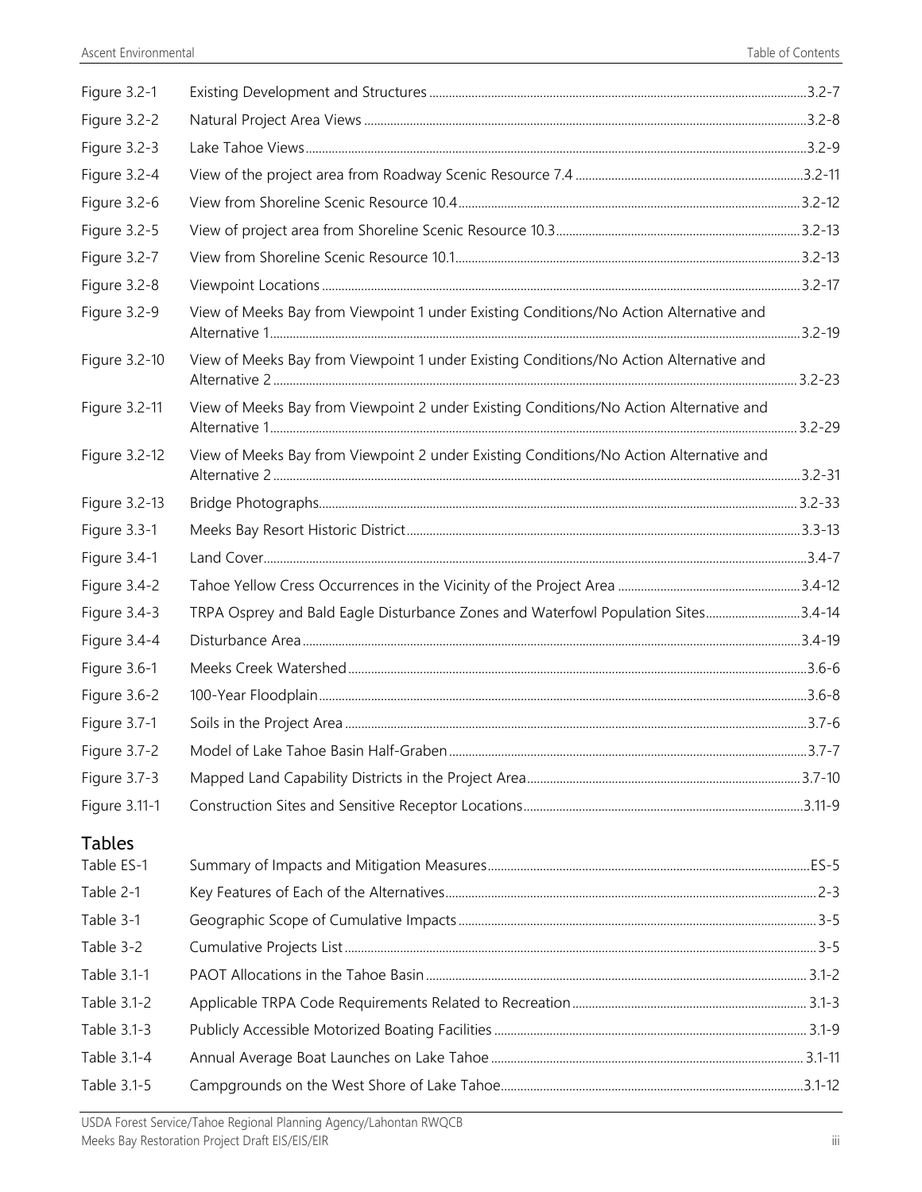| | | |
|---|---|---|
| Figure 3.2-1 | Existing Development and Structures | 3.2-7 |
| Figure 3.2-2 | Natural Project Area Views | 3.2-8 |
| Figure 3.2-3 | Lake Tahoe Views | 3.2-9 |
| Figure 3.2-4 | View of the project area from Roadway Scenic Resource 7.4 | 3.2-11 |
| Figure 3.2-6 | View from Shoreline Scenic Resource 10.4 | 3.2-12 |
| Figure 3.2-5 | View of project area from Shoreline Scenic Resource 10.3 | 3.2-13 |
| Figure 3.2-7 | View from Shoreline Scenic Resource 10.1 | 3.2-13 |
| Figure 3.2-8 | Viewpoint Locations | 3.2-17 |
| Figure 3.2-9 | View of Meeks Bay from Viewpoint 1 under Existing Conditions/No Action Alternative and Alternative 1 | 3.2-19 |
| Figure 3.2-10 | View of Meeks Bay from Viewpoint 1 under Existing Conditions/No Action Alternative and Alternative 2 | 3.2-23 |
| Figure 3.2-11 | View of Meeks Bay from Viewpoint 2 under Existing Conditions/No Action Alternative and Alternative 1 | 3.2-29 |
| Figure 3.2-12 | View of Meeks Bay from Viewpoint 2 under Existing Conditions/No Action Alternative and Alternative 2 | 3.2-31 |
| Figure 3.2-13 | Bridge Photographs | 3.2-33 |
| Figure 3.3-1 | Meeks Bay Resort Historic District | 3.3-13 |
| Figure 3.4-1 | Land Cover | 3.4-7 |
| Figure 3.4-2 | Tahoe Yellow Cress Occurrences in the Vicinity of the Project Area | 3.4-12 |
| Figure 3.4-3 | TRPA Osprey and Bald Eagle Disturbance Zones and Waterfowl Population Sites | 3.4-14 |
| Figure 3.4-4 | Disturbance Area | 3.4-19 |
| Figure 3.6-1 | Meeks Creek Watershed | 3.6-6 |
| Figure 3.6-2 | 100-Year Floodplain | 3.6-8 |
| Figure 3.7-1 | Soils in the Project Area | 3.7-6 |
| Figure 3.7-2 | Model of Lake Tahoe Basin Half-Graben | 3.7-7 |
| Figure 3.7-3 | Mapped Land Capability Districts in the Project Area | 3.7-10 |
| Figure 3.11-1 | Construction Sites and Sensitive Receptor Locations | 3.11-9 |

## Tables

| | | |
|---|---|---|
| Table ES-1 | Summary of Impacts and Mitigation Measures | ES-5 |
| Table 2-1 | Key Features of Each of the Alternatives | 2-3 |
| Table 3-1 | Geographic Scope of Cumulative Impacts | 3-5 |
| Table 3-2 | Cumulative Projects List | 3-5 |
| Table 3.1-1 | PAOT Allocations in the Tahoe Basin | 3.1-2 |
| Table 3.1-2 | Applicable TRPA Code Requirements Related to Recreation | 3.1-3 |
| Table 3.1-3 | Publicly Accessible Motorized Boating Facilities | 3.1-9 |
| Table 3.1-4 | Annual Average Boat Launches on Lake Tahoe | 3.1-11 |
| Table 3.1-5 | Campgrounds on the West Shore of Lake Tahoe | 3.1-12 |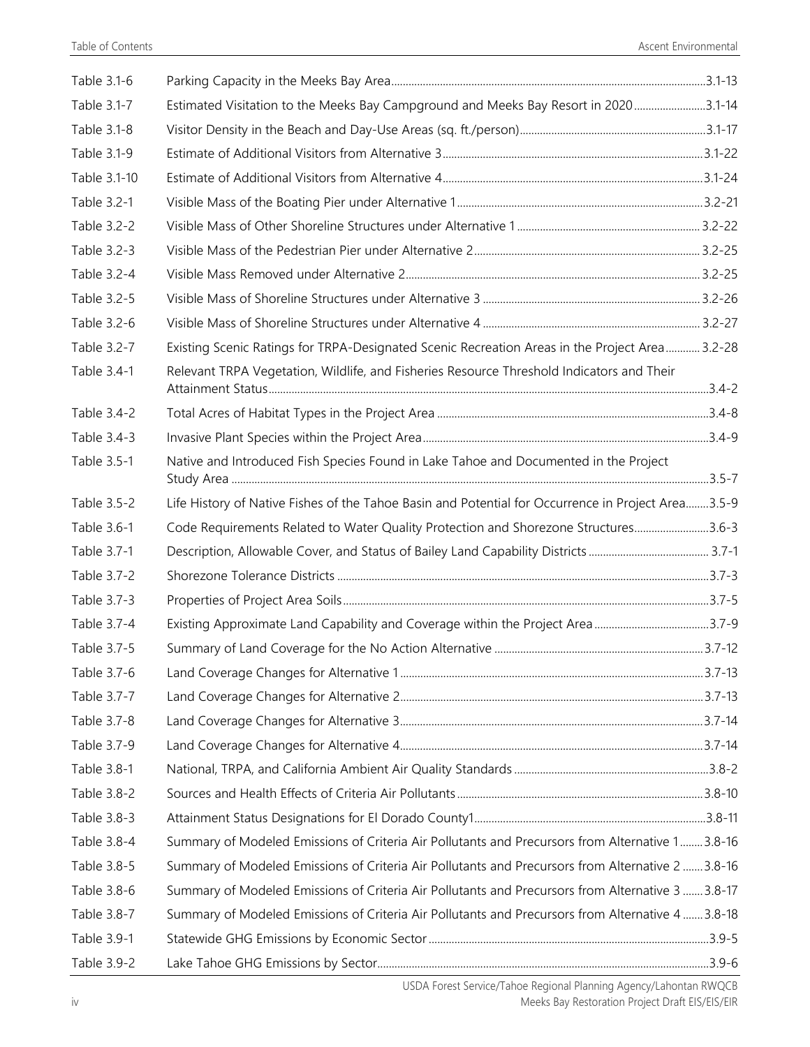| | | |
|---|---|---|
| Table 3.1-6 | Parking Capacity in the Meeks Bay Area | 3.1-13 |
| Table 3.1-7 | Estimated Visitation to the Meeks Bay Campground and Meeks Bay Resort in 2020 | 3.1-14 |
| Table 3.1-8 | Visitor Density in the Beach and Day-Use Areas (sq. ft./person) | 3.1-17 |
| Table 3.1-9 | Estimate of Additional Visitors from Alternative 3 | 3.1-22 |
| Table 3.1-10 | Estimate of Additional Visitors from Alternative 4 | 3.1-24 |
| Table 3.2-1 | Visible Mass of the Boating Pier under Alternative 1 | 3.2-21 |
| Table 3.2-2 | Visible Mass of Other Shoreline Structures under Alternative 1 | 3.2-22 |
| Table 3.2-3 | Visible Mass of the Pedestrian Pier under Alternative 2 | 3.2-25 |
| Table 3.2-4 | Visible Mass Removed under Alternative 2 | 3.2-25 |
| Table 3.2-5 | Visible Mass of Shoreline Structures under Alternative 3 | 3.2-26 |
| Table 3.2-6 | Visible Mass of Shoreline Structures under Alternative 4 | 3.2-27 |
| Table 3.2-7 | Existing Scenic Ratings for TRPA-Designated Scenic Recreation Areas in the Project Area | 3.2-28 |
| Table 3.4-1 | Relevant TRPA Vegetation, Wildlife, and Fisheries Resource Threshold Indicators and Their Attainment Status | 3.4-2 |
| Table 3.4-2 | Total Acres of Habitat Types in the Project Area | 3.4-8 |
| Table 3.4-3 | Invasive Plant Species within the Project Area | 3.4-9 |
| Table 3.5-1 | Native and Introduced Fish Species Found in Lake Tahoe and Documented in the Project Study Area | 3.5-7 |
| Table 3.5-2 | Life History of Native Fishes of the Tahoe Basin and Potential for Occurrence in Project Area | 3.5-9 |
| Table 3.6-1 | Code Requirements Related to Water Quality Protection and Shorezone Structures | 3.6-3 |
| Table 3.7-1 | Description, Allowable Cover, and Status of Bailey Land Capability Districts | 3.7-1 |
| Table 3.7-2 | Shorezone Tolerance Districts | 3.7-3 |
| Table 3.7-3 | Properties of Project Area Soils | 3.7-5 |
| Table 3.7-4 | Existing Approximate Land Capability and Coverage within the Project Area | 3.7-9 |
| Table 3.7-5 | Summary of Land Coverage for the No Action Alternative | 3.7-12 |
| Table 3.7-6 | Land Coverage Changes for Alternative 1 | 3.7-13 |
| Table 3.7-7 | Land Coverage Changes for Alternative 2 | 3.7-13 |
| Table 3.7-8 | Land Coverage Changes for Alternative 3 | 3.7-14 |
| Table 3.7-9 | Land Coverage Changes for Alternative 4 | 3.7-14 |
| Table 3.8-1 | National, TRPA, and California Ambient Air Quality Standards | 3.8-2 |
| Table 3.8-2 | Sources and Health Effects of Criteria Air Pollutants | 3.8-10 |
| Table 3.8-3 | Attainment Status Designations for El Dorado County1 | 3.8-11 |
| Table 3.8-4 | Summary of Modeled Emissions of Criteria Air Pollutants and Precursors from Alternative 1 | 3.8-16 |
| Table 3.8-5 | Summary of Modeled Emissions of Criteria Air Pollutants and Precursors from Alternative 2 | 3.8-16 |
| Table 3.8-6 | Summary of Modeled Emissions of Criteria Air Pollutants and Precursors from Alternative 3 | 3.8-17 |
| Table 3.8-7 | Summary of Modeled Emissions of Criteria Air Pollutants and Precursors from Alternative 4 | 3.8-18 |
| Table 3.9-1 | Statewide GHG Emissions by Economic Sector | 3.9-5 |
| Table 3.9-2 | Lake Tahoe GHG Emissions by Sector | 3.9-6 |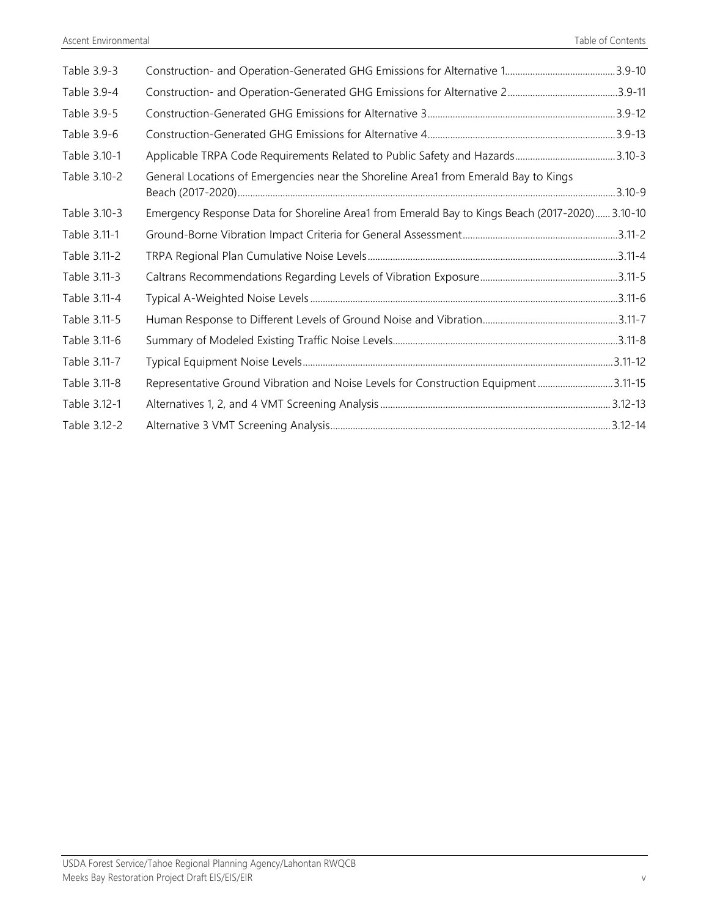| | | |
|---|---|---|
| Table 3.9-3 | Construction- and Operation-Generated GHG Emissions for Alternative 1 | 3.9-10 |
| Table 3.9-4 | Construction- and Operation-Generated GHG Emissions for Alternative 2 | 3.9-11 |
| Table 3.9-5 | Construction-Generated GHG Emissions for Alternative 3 | 3.9-12 |
| Table 3.9-6 | Construction-Generated GHG Emissions for Alternative 4 | 3.9-13 |
| Table 3.10-1 | Applicable TRPA Code Requirements Related to Public Safety and Hazards | 3.10-3 |
| Table 3.10-2 | General Locations of Emergencies near the Shoreline Area1 from Emerald Bay to Kings Beach (2017-2020) | 3.10-9 |
| Table 3.10-3 | Emergency Response Data for Shoreline Area1 from Emerald Bay to Kings Beach (2017-2020) | 3.10-10 |
| Table 3.11-1 | Ground-Borne Vibration Impact Criteria for General Assessment | 3.11-2 |
| Table 3.11-2 | TRPA Regional Plan Cumulative Noise Levels | 3.11-4 |
| Table 3.11-3 | Caltrans Recommendations Regarding Levels of Vibration Exposure | 3.11-5 |
| Table 3.11-4 | Typical A-Weighted Noise Levels | 3.11-6 |
| Table 3.11-5 | Human Response to Different Levels of Ground Noise and Vibration | 3.11-7 |
| Table 3.11-6 | Summary of Modeled Existing Traffic Noise Levels | 3.11-8 |
| Table 3.11-7 | Typical Equipment Noise Levels | 3.11-12 |
| Table 3.11-8 | Representative Ground Vibration and Noise Levels for Construction Equipment | 3.11-15 |
| Table 3.12-1 | Alternatives 1, 2, and 4 VMT Screening Analysis | 3.12-13 |
| Table 3.12-2 | Alternative 3 VMT Screening Analysis | 3.12-14 |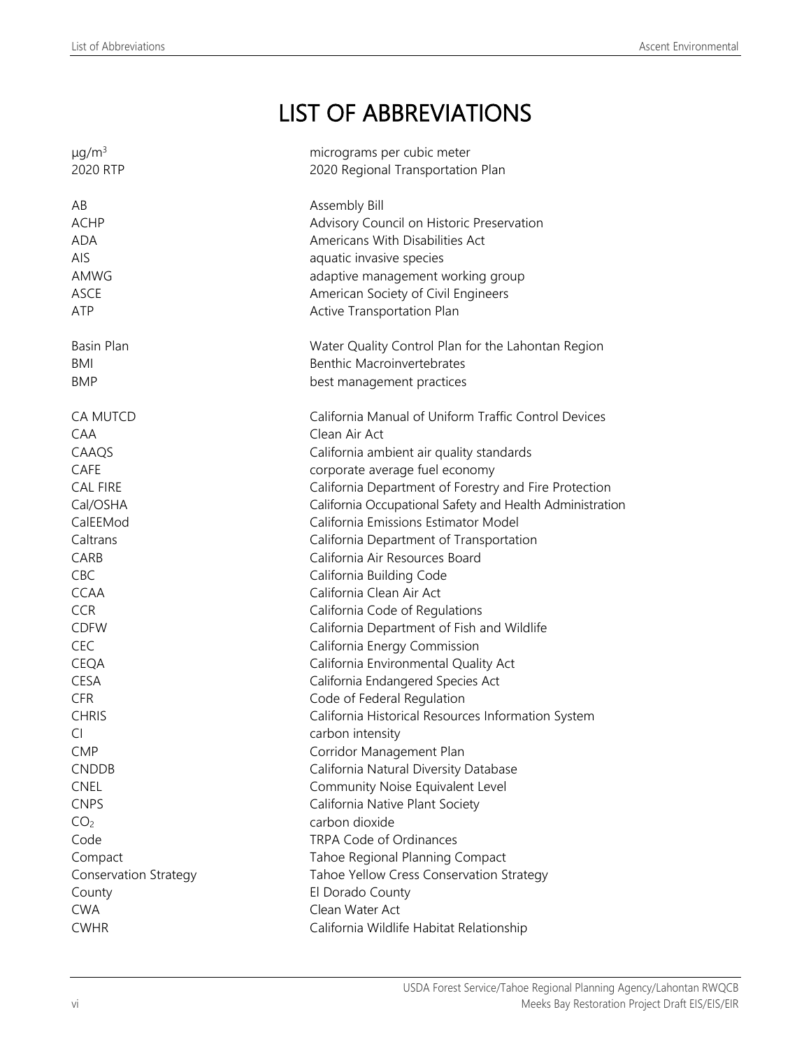# LIST OF ABBREVIATIONS

| | |
|---|---|
| $\mu g/m^3$ | micrograms per cubic meter |
| 2020 RTP | 2020 Regional Transportation Plan |
| AB | Assembly Bill |
| ACHP | Advisory Council on Historic Preservation |
| ADA | Americans With Disabilities Act |
| AIS | aquatic invasive species |
| AMWG | adaptive management working group |
| ASCE | American Society of Civil Engineers |
| ATP | Active Transportation Plan |
| Basin Plan | Water Quality Control Plan for the Lahontan Region |
| BMI | Benthic Macroinvertebrates |
| BMP | best management practices |
| CA MUTCD | California Manual of Uniform Traffic Control Devices |
| CAA | Clean Air Act |
| CAAQS | California ambient air quality standards |
| CAFE | corporate average fuel economy |
| CAL FIRE | California Department of Forestry and Fire Protection |
| Cal/OSHA | California Occupational Safety and Health Administration |
| CalEEMod | California Emissions Estimator Model |
| Caltrans | California Department of Transportation |
| CARB | California Air Resources Board |
| CBC | California Building Code |
| CCAA | California Clean Air Act |
| CCR | California Code of Regulations |
| CDFW | California Department of Fish and Wildlife |
| CEC | California Energy Commission |
| CEQA | California Environmental Quality Act |
| CESA | California Endangered Species Act |
| CFR | Code of Federal Regulation |
| CHRIS | California Historical Resources Information System |
| CI | carbon intensity |
| CMP | Corridor Management Plan |
| CNDDB | California Natural Diversity Database |
| CNEL | Community Noise Equivalent Level |
| CNPS | California Native Plant Society |
| $CO_2$ | carbon dioxide |
| Code | TRPA Code of Ordinances |
| Compact | Tahoe Regional Planning Compact |
| Conservation Strategy | Tahoe Yellow Cress Conservation Strategy |
| County | El Dorado County |
| CWA | Clean Water Act |
| CWHR | California Wildlife Habitat Relationship |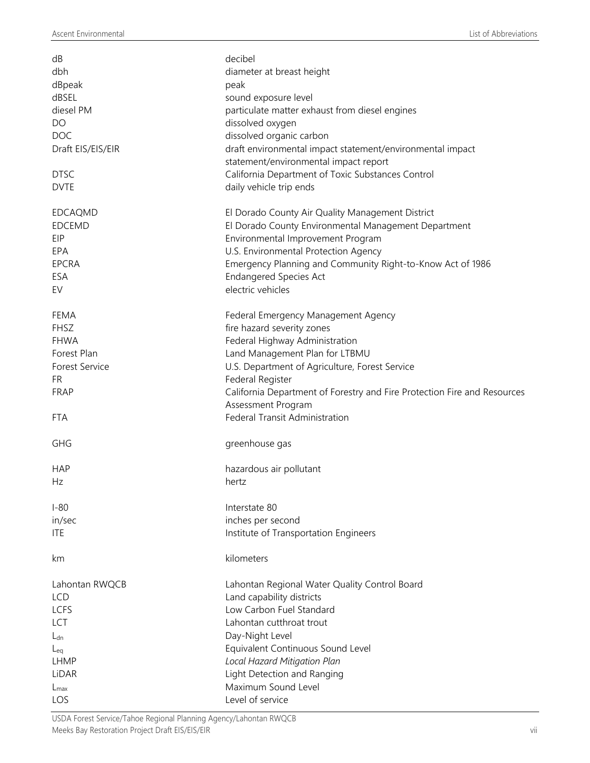| | |
|---|---|
| dB | decibel |
| dbh | diameter at breast height |
| dBpeak | peak |
| dBSEL | sound exposure level |
| diesel PM | particulate matter exhaust from diesel engines |
| DO | dissolved oxygen |
| DOC | dissolved organic carbon |
| Draft EIS/EIS/EIR | draft environmental impact statement/environmental impact statement/environmental impact report |
| DTSC | California Department of Toxic Substances Control |
| DVTE | daily vehicle trip ends |
| EDCAQMD | El Dorado County Air Quality Management District |
| EDCEMD | El Dorado County Environmental Management Department |
| EIP | Environmental Improvement Program |
| EPA | U.S. Environmental Protection Agency |
| EPCRA | Emergency Planning and Community Right-to-Know Act of 1986 |
| ESA | Endangered Species Act |
| EV | electric vehicles |
| FEMA | Federal Emergency Management Agency |
| FHSZ | fire hazard severity zones |
| FHWA | Federal Highway Administration |
| Forest Plan | Land Management Plan for LTBMU |
| Forest Service | U.S. Department of Agriculture, Forest Service |
| FR | Federal Register |
| FRAP | California Department of Forestry and Fire Protection Fire and Resources Assessment Program |
| FTA | Federal Transit Administration |
| GHG | greenhouse gas |
| HAP | hazardous air pollutant |
| Hz | hertz |
| I-80 | Interstate 80 |
| in/sec | inches per second |
| ITE | Institute of Transportation Engineers |
| km | kilometers |
| Lahontan RWQCB | Lahontan Regional Water Quality Control Board |
| LCD | Land capability districts |
| LCFS | Low Carbon Fuel Standard |
| LCT | Lahontan cutthroat trout |
| $L_{dn}$ | Day-Night Level |
| $L_{eq}$ | Equivalent Continuous Sound Level |
| LHMP | *Local Hazard Mitigation Plan* |
| LiDAR | Light Detection and Ranging |
| $L_{max}$ | Maximum Sound Level |
| LOS | Level of service |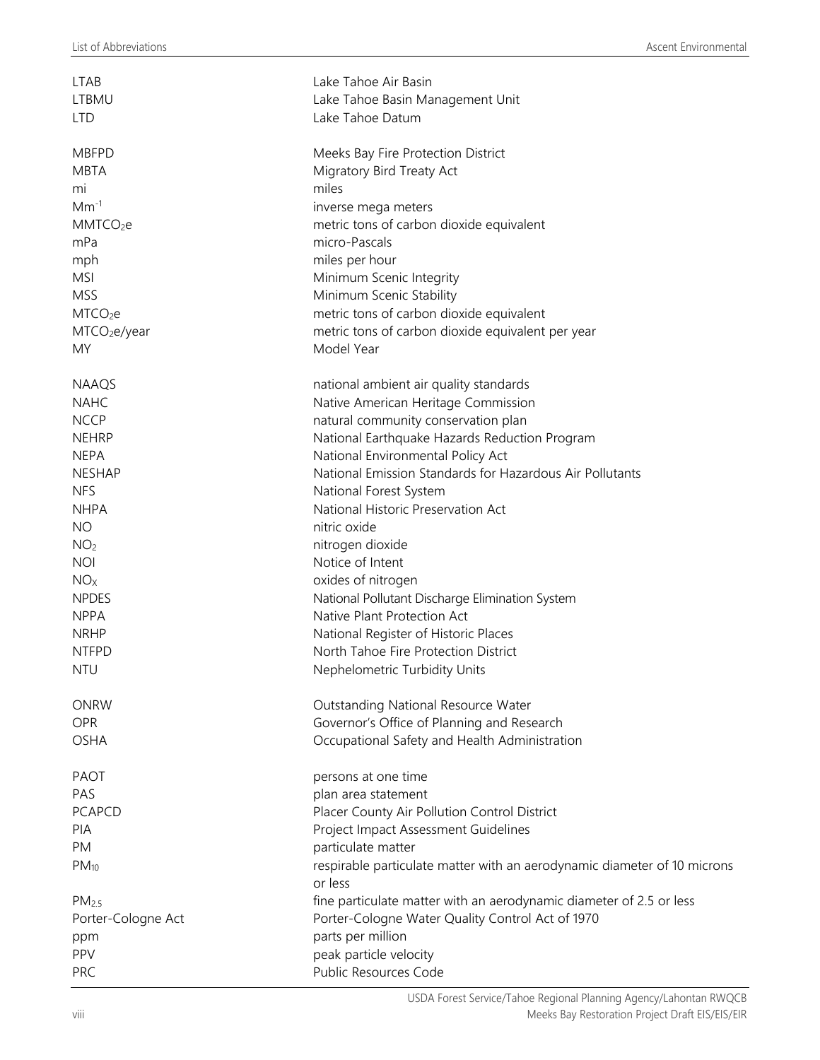| | |
|---|---|
| LTAB | Lake Tahoe Air Basin |
| LTBMU | Lake Tahoe Basin Management Unit |
| LTD | Lake Tahoe Datum |
| | |
| MBFPD | Meeks Bay Fire Protection District |
| MBTA | Migratory Bird Treaty Act |
| mi | miles |
| $Mm^{-1}$ | inverse mega meters |
| $MMTCO_2e$ | metric tons of carbon dioxide equivalent |
| mPa | micro-Pascals |
| mph | miles per hour |
| MSI | Minimum Scenic Integrity |
| MSS | Minimum Scenic Stability |
| $MTCO_2e$ | metric tons of carbon dioxide equivalent |
| $MTCO_2e$/year | metric tons of carbon dioxide equivalent per year |
| MY | Model Year |
| | |
| NAAQS | national ambient air quality standards |
| NAHC | Native American Heritage Commission |
| NCCP | natural community conservation plan |
| NEHRP | National Earthquake Hazards Reduction Program |
| NEPA | National Environmental Policy Act |
| NESHAP | National Emission Standards for Hazardous Air Pollutants |
| NFS | National Forest System |
| NHPA | National Historic Preservation Act |
| NO | nitric oxide |
| $NO_2$ | nitrogen dioxide |
| NOI | Notice of Intent |
| $NO_X$ | oxides of nitrogen |
| NPDES | National Pollutant Discharge Elimination System |
| NPPA | Native Plant Protection Act |
| NRHP | National Register of Historic Places |
| NTFPD | North Tahoe Fire Protection District |
| NTU | Nephelometric Turbidity Units |
| | |
| ONRW | Outstanding National Resource Water |
| OPR | Governor's Office of Planning and Research |
| OSHA | Occupational Safety and Health Administration |
| | |
| PAOT | persons at one time |
| PAS | plan area statement |
| PCAPCD | Placer County Air Pollution Control District |
| PIA | Project Impact Assessment Guidelines |
| PM | particulate matter |
| $PM_{10}$ | respirable particulate matter with an aerodynamic diameter of 10 microns or less |
| $PM_{2.5}$ | fine particulate matter with an aerodynamic diameter of 2.5 or less |
| Porter-Cologne Act | Porter-Cologne Water Quality Control Act of 1970 |
| ppm | parts per million |
| PPV | peak particle velocity |
| PRC | Public Resources Code |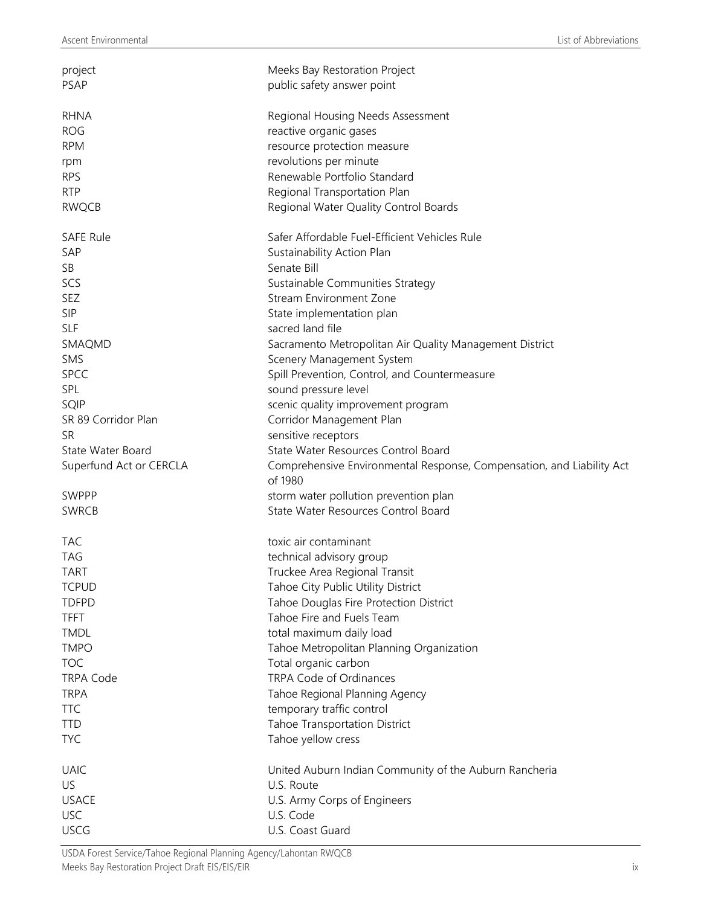| | |
|---|---|
| project | Meeks Bay Restoration Project |
| PSAP | public safety answer point |
| | |
| RHNA | Regional Housing Needs Assessment |
| ROG | reactive organic gases |
| RPM | resource protection measure |
| rpm | revolutions per minute |
| RPS | Renewable Portfolio Standard |
| RTP | Regional Transportation Plan |
| RWQCB | Regional Water Quality Control Boards |
| | |
| SAFE Rule | Safer Affordable Fuel-Efficient Vehicles Rule |
| SAP | Sustainability Action Plan |
| SB | Senate Bill |
| SCS | Sustainable Communities Strategy |
| SEZ | Stream Environment Zone |
| SIP | State implementation plan |
| SLF | sacred land file |
| SMAQMD | Sacramento Metropolitan Air Quality Management District |
| SMS | Scenery Management System |
| SPCC | Spill Prevention, Control, and Countermeasure |
| SPL | sound pressure level |
| SQIP | scenic quality improvement program |
| SR 89 Corridor Plan | Corridor Management Plan |
| SR | sensitive receptors |
| State Water Board | State Water Resources Control Board |
| Superfund Act or CERCLA | Comprehensive Environmental Response, Compensation, and Liability Act of 1980 |
| SWPPP | storm water pollution prevention plan |
| SWRCB | State Water Resources Control Board |
| | |
| TAC | toxic air contaminant |
| TAG | technical advisory group |
| TART | Truckee Area Regional Transit |
| TCPUD | Tahoe City Public Utility District |
| TDFPD | Tahoe Douglas Fire Protection District |
| TFFT | Tahoe Fire and Fuels Team |
| TMDL | total maximum daily load |
| TMPO | Tahoe Metropolitan Planning Organization |
| TOC | Total organic carbon |
| TRPA Code | TRPA Code of Ordinances |
| TRPA | Tahoe Regional Planning Agency |
| TTC | temporary traffic control |
| TTD | Tahoe Transportation District |
| TYC | Tahoe yellow cress |
| | |
| UAIC | United Auburn Indian Community of the Auburn Rancheria |
| US | U.S. Route |
| USACE | U.S. Army Corps of Engineers |
| USC | U.S. Code |
| USCG | U.S. Coast Guard |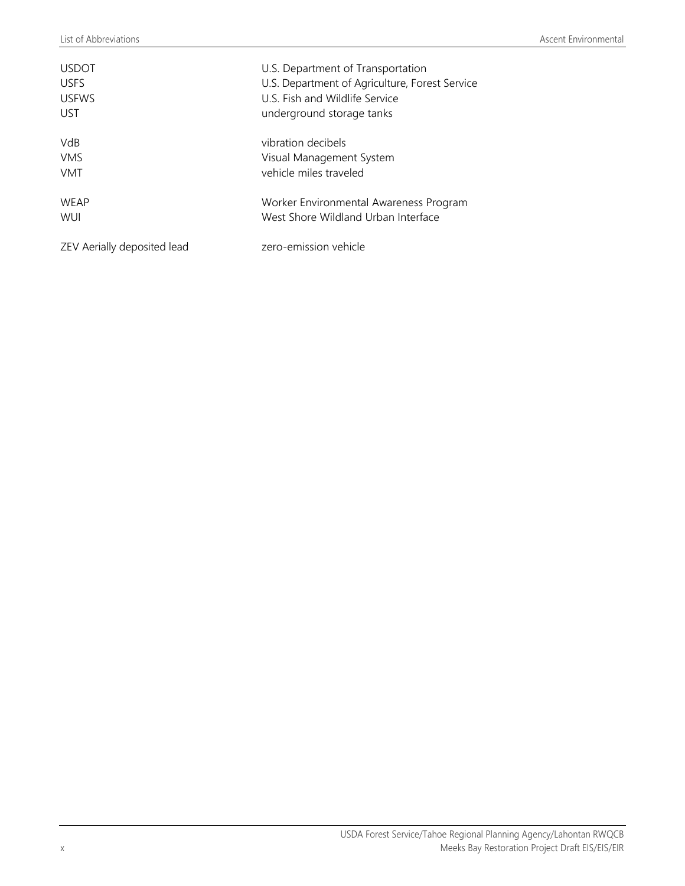| | |
|---|---|
| USDOT | U.S. Department of Transportation |
| USFS | U.S. Department of Agriculture, Forest Service |
| USFWS | U.S. Fish and Wildlife Service |
| UST | underground storage tanks |
| VdB | vibration decibels |
| VMS | Visual Management System |
| VMT | vehicle miles traveled |
| WEAP | Worker Environmental Awareness Program |
| WUI | West Shore Wildland Urban Interface |
| ZEV Aerially deposited lead | zero-emission vehicle |